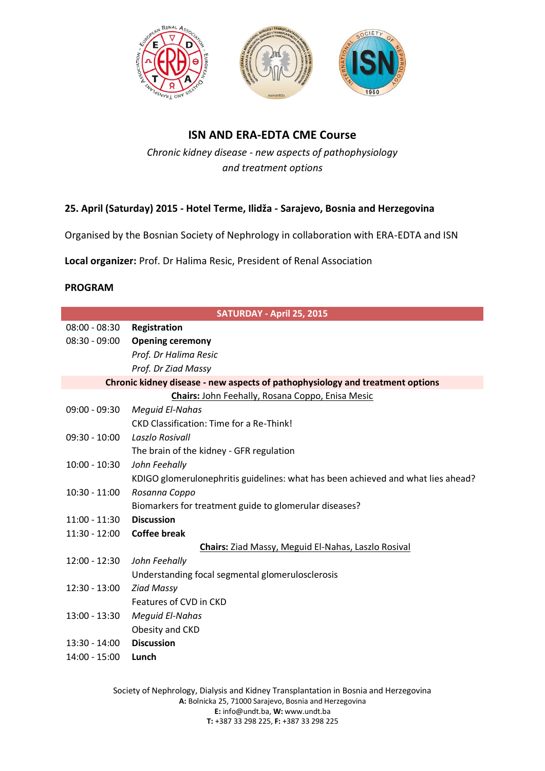## ISN AND ERA-EDTA CME Course

*Chronic kidney disease - new aspects of pathophysiology and treatment options*

**25. April (Saturday) 2015 - Hotel Terme, Ilidža - Sarajevo, Bosnia and Herzegovina**

Organised by the Bosnian Society of Nephrology in collaboration with ERA-EDTA and ISN

**Local organizer:** Prof. Dr Halima Resic, President of Renal Association

**PROGRAM**

| SATURDAY - April 25, 2015 | |
|---|---|
| 08:00 - 08:30 | **Registration** |
| 08:30 - 09:00 | **Opening ceremony** |
| | *Prof. Dr Halima Resic* |
| | *Prof. Dr Ziad Massy* |
| **Chronic kidney disease - new aspects of pathophysiology and treatment options** | |
| **Chairs:** John Feehally, Rosana Coppo, Enisa Mesic | |
| 09:00 - 09:30 | *Meguid El-Nahas* |
| | CKD Classification: Time for a Re-Think! |
| 09:30 - 10:00 | *Laszlo Rosivall* |
| | The brain of the kidney - GFR regulation |
| 10:00 - 10:30 | *John Feehally* |
| | KDIGO glomerulonephritis guidelines: what has been achieved and what lies ahead? |
| 10:30 - 11:00 | *Rosanna Coppo* |
| | Biomarkers for treatment guide to glomerular diseases? |
| 11:00 - 11:30 | **Discussion** |
| 11:30 - 12:00 | **Coffee break** |
| **Chairs:** Ziad Massy, Meguid El-Nahas, Laszlo Rosival | |
| 12:00 - 12:30 | *John Feehally* |
| | Understanding focal segmental glomerulosclerosis |
| 12:30 - 13:00 | *Ziad Massy* |
| | Features of CVD in CKD |
| 13:00 - 13:30 | *Meguid El-Nahas* |
| | Obesity and CKD |
| 13:30 - 14:00 | **Discussion** |
| 14:00 - 15:00 | **Lunch** |

Society of Nephrology, Dialysis and Kidney Transplantation in Bosnia and Herzegovina
**A:** Bolnicka 25, 71000 Sarajevo, Bosnia and Herzegovina
**E:** info@undt.ba, **W:** www.undt.ba
**T:** +387 33 298 225, **F:** +387 33 298 225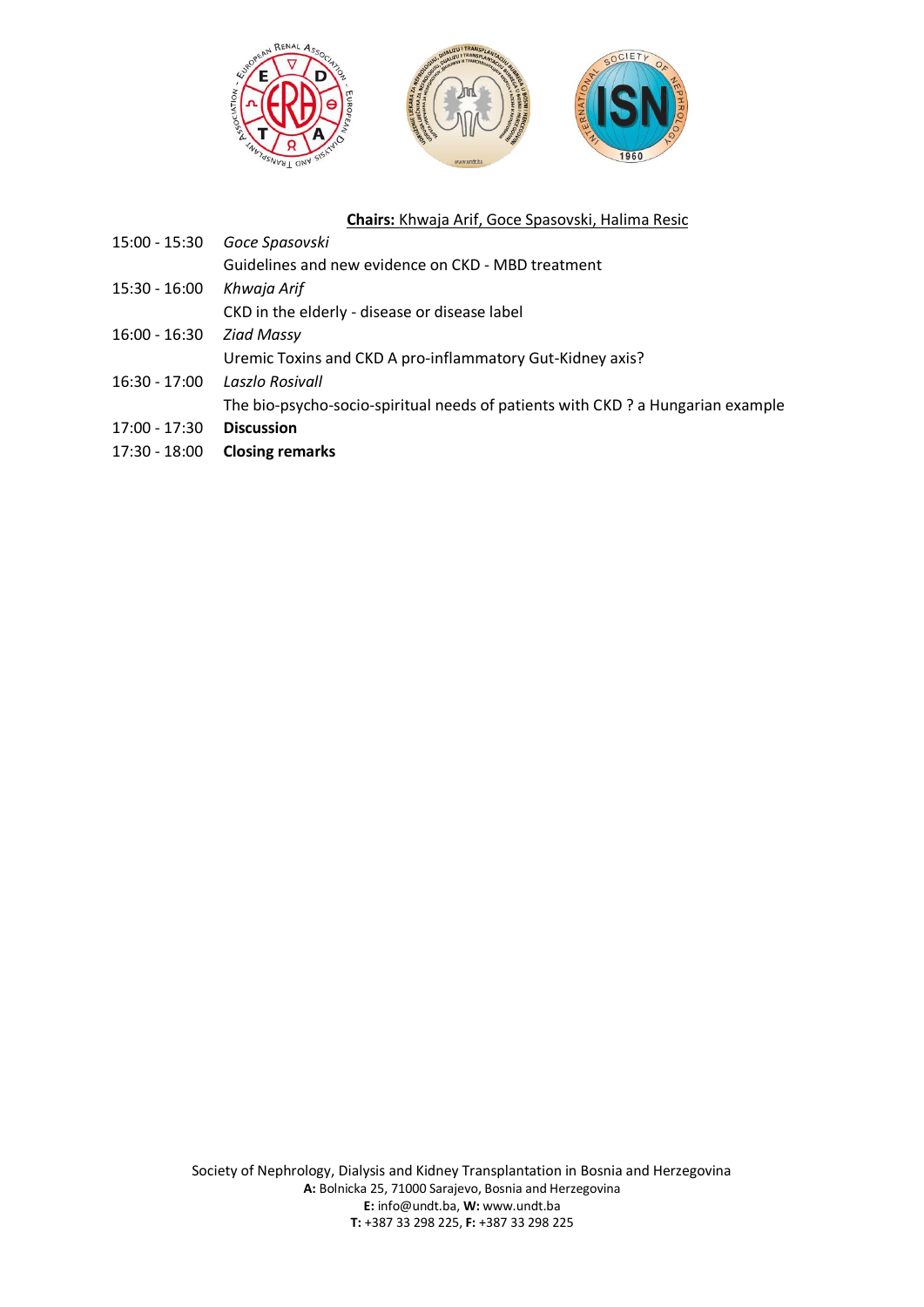**Chairs:** Khwaja Arif, Goce Spasovski, Halima Resic

| | | |
|---|---|---|
| 15:00 - 15:30 | *Goce Spasovski* | |
| | Guidelines and new evidence on CKD - MBD treatment | |
| 15:30 - 16:00 | *Khwaja Arif* | |
| | CKD in the elderly - disease or disease label | |
| 16:00 - 16:30 | *Ziad Massy* | |
| | Uremic Toxins and CKD A pro-inflammatory Gut-Kidney axis? | |
| 16:30 - 17:00 | *Laszlo Rosivall* | |
| | The bio-psycho-socio-spiritual needs of patients with CKD ? a Hungarian example | |
| 17:00 - 17:30 | **Discussion** | |
| 17:30 - 18:00 | **Closing remarks** | |

Society of Nephrology, Dialysis and Kidney Transplantation in Bosnia and Herzegovina
**A:** Bolnicka 25, 71000 Sarajevo, Bosnia and Herzegovina
**E:** info@undt.ba, **W:** www.undt.ba
**T:** +387 33 298 225, **F:** +387 33 298 225